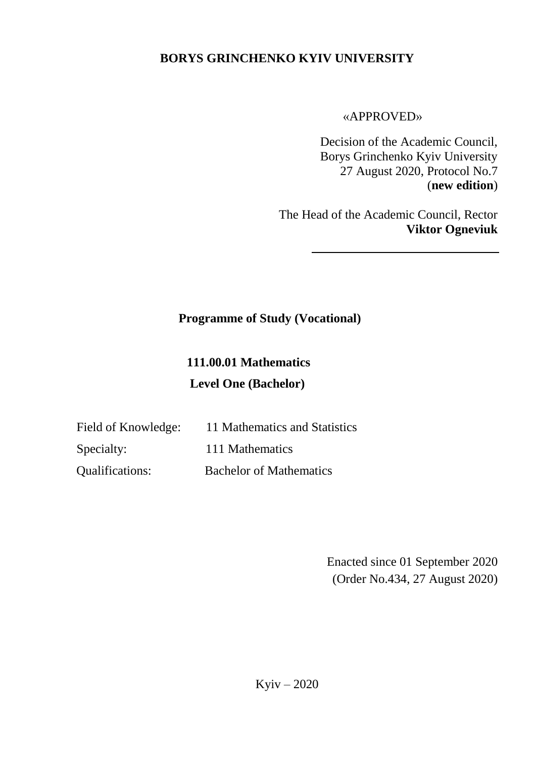**BORYS GRINCHENKO KYIV UNIVERSITY**

«APPROVED»

Decision of the Academic Council,
Borys Grinchenko Kyiv University
27 August 2020, Protocol No.7
(**new edition**)

The Head of the Academic Council, Rector
**Viktor Ogneviuk**

______________________________

**Programme of Study (Vocational)**

**111.00.01 Mathematics**

**Level One (Bachelor)**

Field of Knowledge: 11 Mathematics and Statistics

Specialty: 111 Mathematics

Qualifications: Bachelor of Mathematics

Enacted since 01 September 2020
(Order No.434, 27 August 2020)

Kyiv – 2020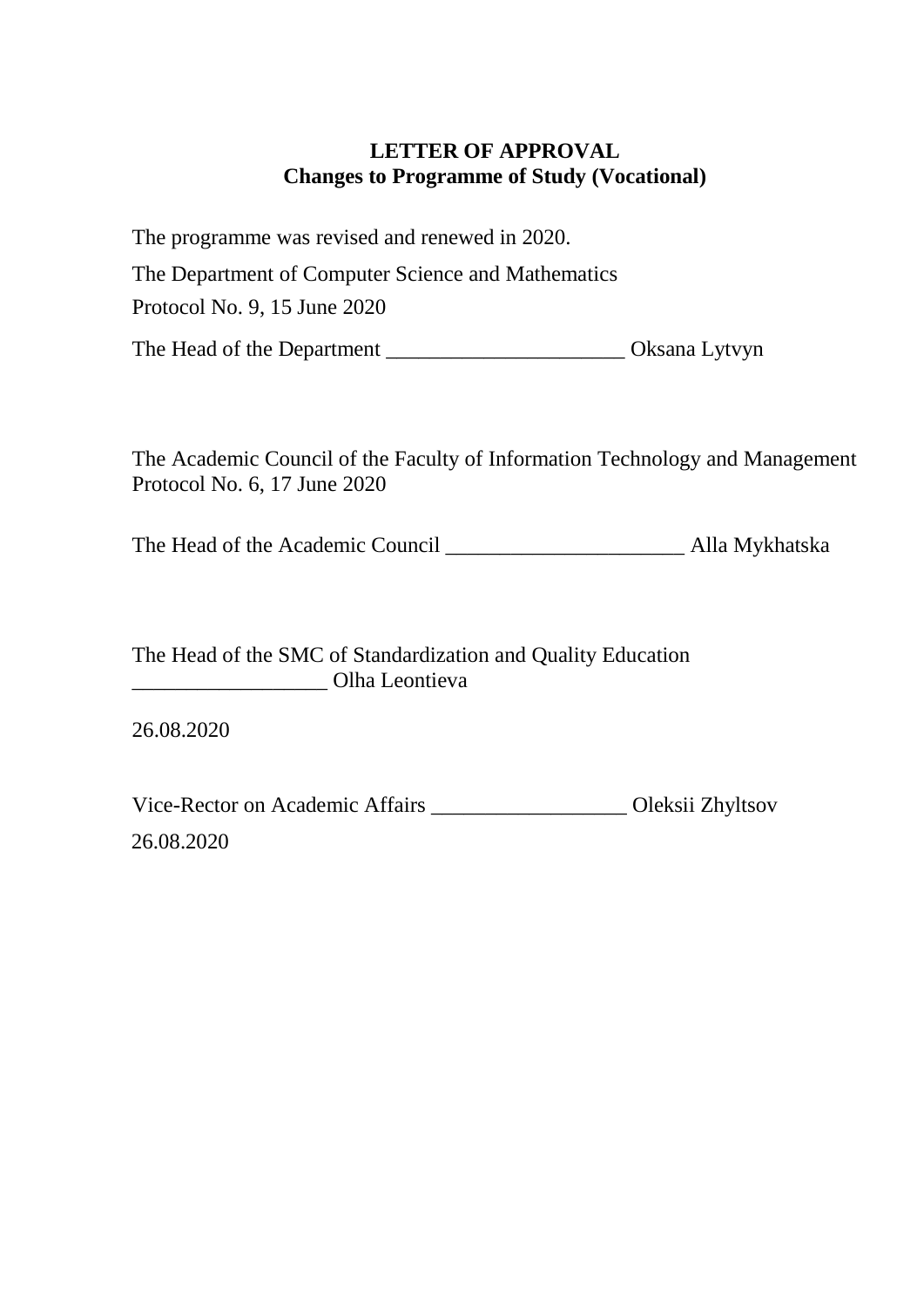**LETTER OF APPROVAL**
**Changes to Programme of Study (Vocational)**

The programme was revised and renewed in 2020.

The Department of Computer Science and Mathematics

Protocol No. 9, 15 June 2020

The Head of the Department ______________________ Oksana Lytvyn

The Academic Council of the Faculty of Information Technology and Management
Protocol No. 6, 17 June 2020

The Head of the Academic Council ______________________ Alla Mykhatska

The Head of the SMC of Standardization and Quality Education
__________________ Olha Leontieva

26.08.2020

Vice-Rector on Academic Affairs __________________ Oleksii Zhyltsov

26.08.2020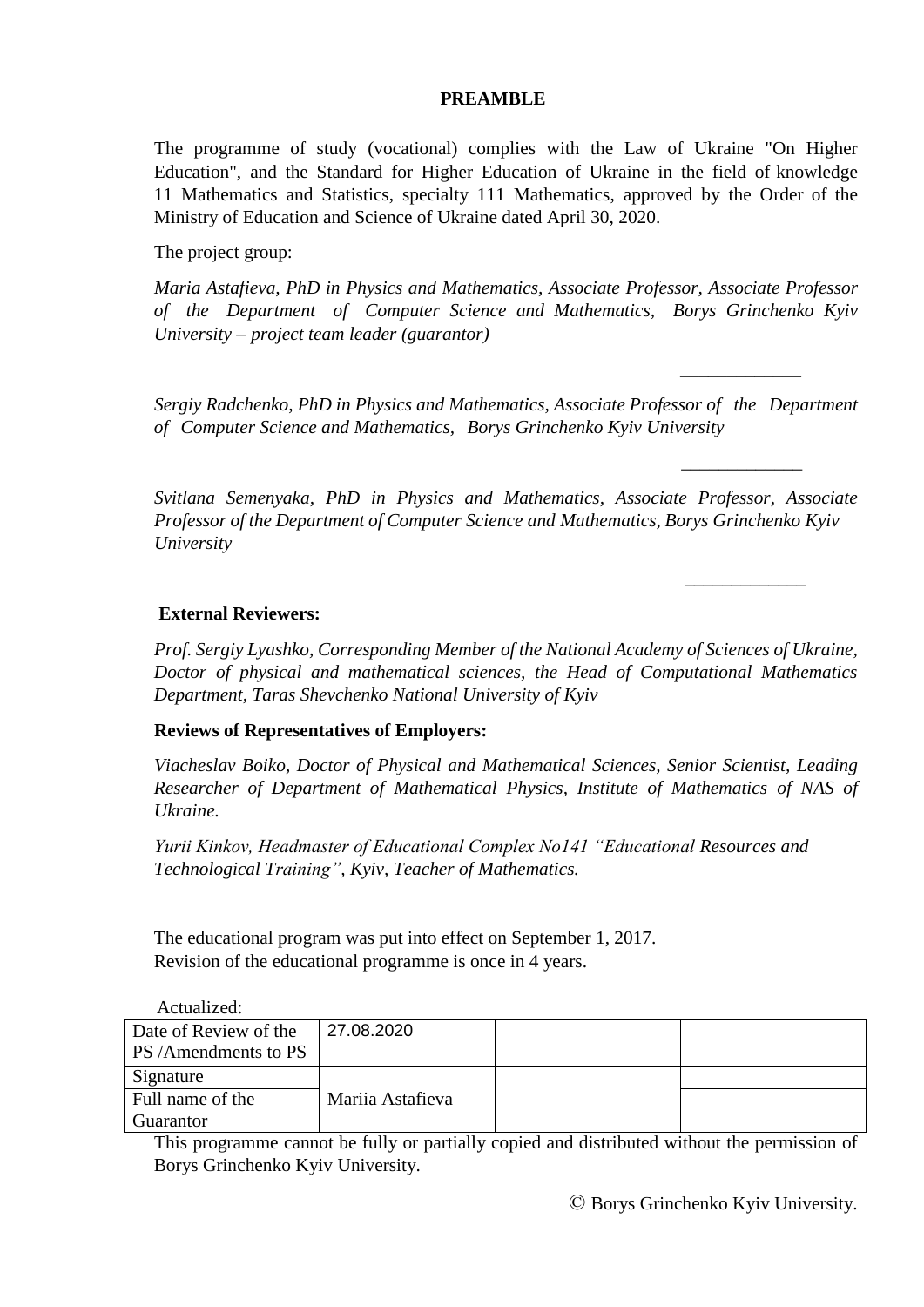# PREAMBLE

The programme of study (vocational) complies with the Law of Ukraine "On Higher Education", and the Standard for Higher Education of Ukraine in the field of knowledge 11 Mathematics and Statistics, specialty 111 Mathematics, approved by the Order of the Ministry of Education and Science of Ukraine dated April 30, 2020.

The project group:

*Maria Astafieva, PhD in Physics and Mathematics, Associate Professor, Associate Professor of the Department of Computer Science and Mathematics, Borys Grinchenko Kyiv University – project team leader (guarantor)*

_____________

*Sergiy Radchenko, PhD in Physics and Mathematics, Associate Professor of the Department of Computer Science and Mathematics, Borys Grinchenko Kyiv University*

_____________

*Svitlana Semenyaka, PhD in Physics and Mathematics, Associate Professor, Associate Professor of the Department of Computer Science and Mathematics, Borys Grinchenko Kyiv University*

_____________

**External Reviewers:**

*Prof. Sergiy Lyashko, Corresponding Member of the National Academy of Sciences of Ukraine, Doctor of physical and mathematical sciences, the Head of Computational Mathematics Department, Taras Shevchenko National University of Kyiv*

**Reviews of Representatives of Employers:**

*Viacheslav Boiko, Doctor of Physical and Mathematical Sciences, Senior Scientist, Leading Researcher of Department of Mathematical Physics, Institute of Mathematics of NAS of Ukraine.*

*Yurii Kinkov, Headmaster of Educational Complex No141 "Educational Resources and Technological Training", Kyiv, Teacher of Mathematics.*

The educational program was put into effect on September 1, 2017.
Revision of the educational programme is once in 4 years.

Actualized:

| Date of Review of the PS /Amendments to PS | 27.08.2020 | | |
|---|---|---|---|
| Signature | | | |
| Full name of the Guarantor | Mariia Astafieva | | |

This programme cannot be fully or partially copied and distributed without the permission of Borys Grinchenko Kyiv University.

© Borys Grinchenko Kyiv University.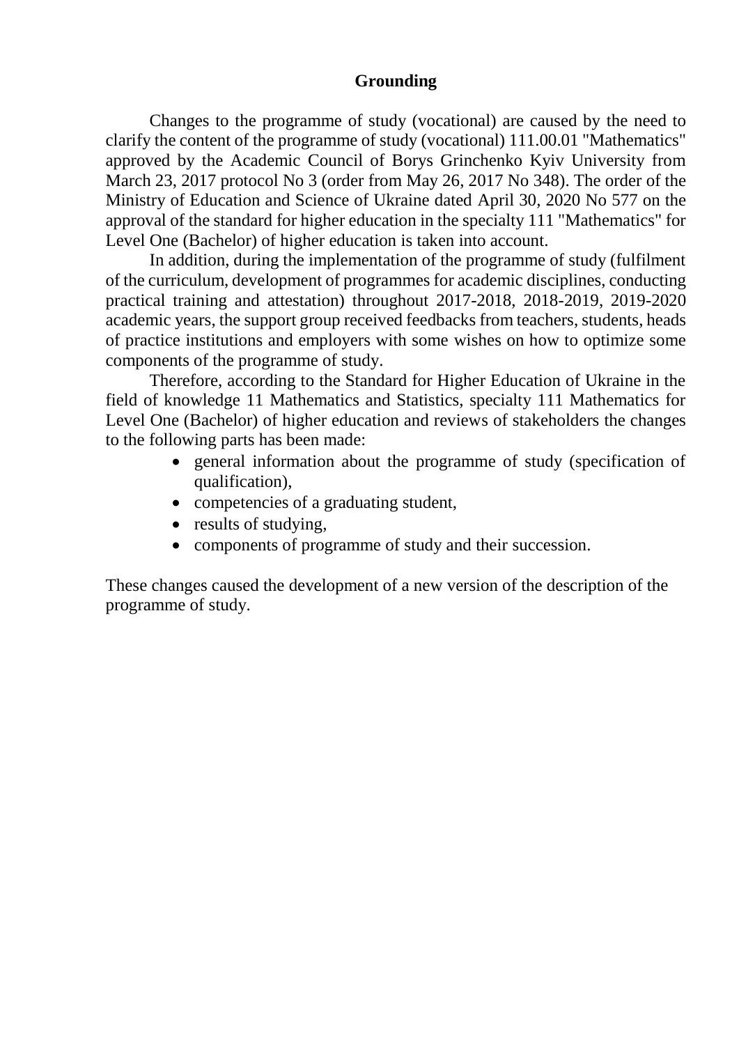## Grounding

Changes to the programme of study (vocational) are caused by the need to clarify the content of the programme of study (vocational) 111.00.01 "Mathematics" approved by the Academic Council of Borys Grinchenko Kyiv University from March 23, 2017 protocol No 3 (order from May 26, 2017 No 348). The order of the Ministry of Education and Science of Ukraine dated April 30, 2020 No 577 on the approval of the standard for higher education in the specialty 111 "Mathematics" for Level One (Bachelor) of higher education is taken into account.

In addition, during the implementation of the programme of study (fulfilment of the curriculum, development of programmes for academic disciplines, conducting practical training and attestation) throughout 2017-2018, 2018-2019, 2019-2020 academic years, the support group received feedbacks from teachers, students, heads of practice institutions and employers with some wishes on how to optimize some components of the programme of study.

Therefore, according to the Standard for Higher Education of Ukraine in the field of knowledge 11 Mathematics and Statistics, specialty 111 Mathematics for Level One (Bachelor) of higher education and reviews of stakeholders the changes to the following parts has been made:

- general information about the programme of study (specification of qualification),
- competencies of a graduating student,
- results of studying,
- components of programme of study and their succession.

These changes caused the development of a new version of the description of the programme of study.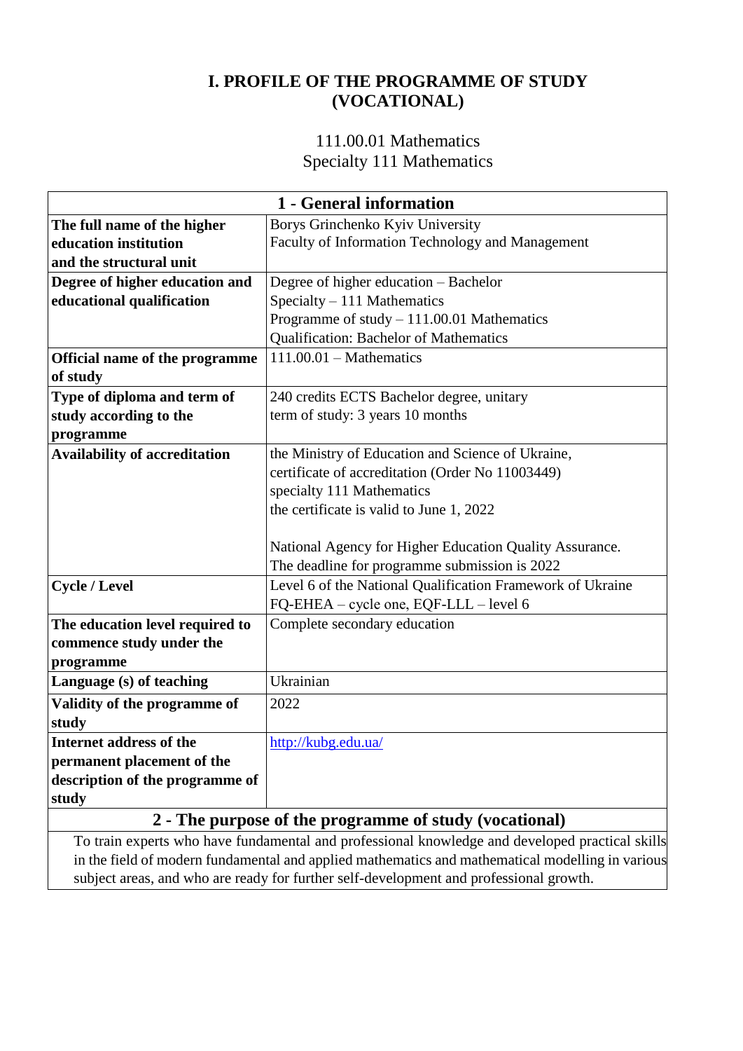# I. PROFILE OF THE PROGRAMME OF STUDY (VOCATIONAL)

111.00.01 Mathematics
Specialty 111 Mathematics

| 1 - General information | |
|---|---|
| **The full name of the higher education institution and the structural unit** | Borys Grinchenko Kyiv University<br>Faculty of Information Technology and Management |
| **Degree of higher education and educational qualification** | Degree of higher education – Bachelor<br>Specialty – 111 Mathematics<br>Programme of study – 111.00.01 Mathematics<br>Qualification: Bachelor of Mathematics |
| **Official name of the programme of study** | 111.00.01 – Mathematics |
| **Type of diploma and term of study according to the programme** | 240 credits ECTS Bachelor degree, unitary<br>term of study: 3 years 10 months |
| **Availability of accreditation** | the Ministry of Education and Science of Ukraine, certificate of accreditation (Order No 11003449) specialty 111 Mathematics<br>the certificate is valid to June 1, 2022<br><br>National Agency for Higher Education Quality Assurance.<br>The deadline for programme submission is 2022 |
| **Cycle / Level** | Level 6 of the National Qualification Framework of Ukraine<br>FQ-EHEA – cycle one, EQF-LLL – level 6 |
| **The education level required to commence study under the programme** | Complete secondary education |
| **Language (s) of teaching** | Ukrainian |
| **Validity of the programme of study** | 2022 |
| **Internet address of the permanent placement of the description of the programme of study** | http://kubg.edu.ua/ |
| **2 - The purpose of the programme of study (vocational)** | |
| To train experts who have fundamental and professional knowledge and developed practical skills in the field of modern fundamental and applied mathematics and mathematical modelling in various subject areas, and who are ready for further self-development and professional growth. | |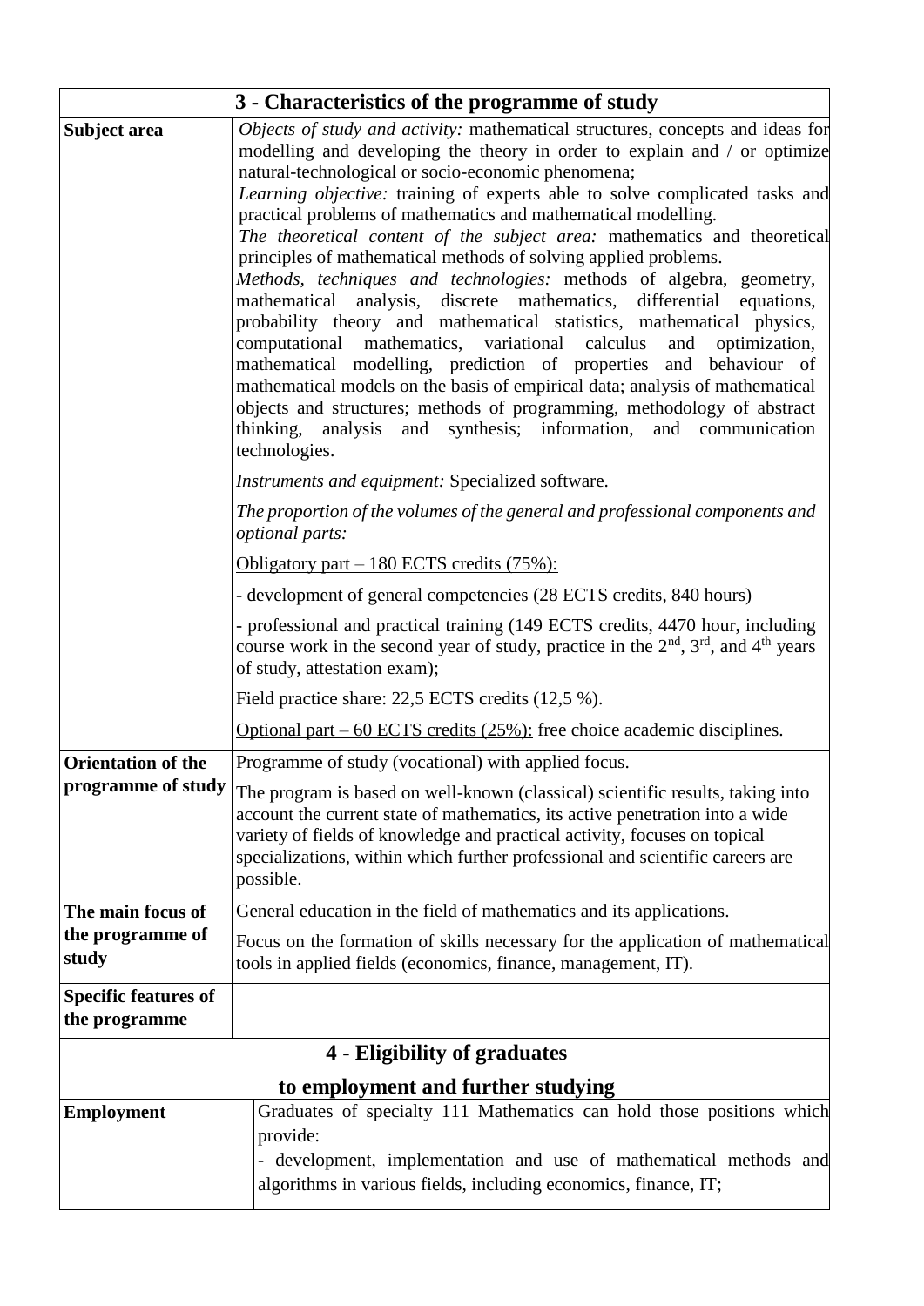| 3 - Characteristics of the programme of study | |
|---|---|
| **Subject area** | *Objects of study and activity:* mathematical structures, concepts and ideas for modelling and developing the theory in order to explain and / or optimize natural-technological or socio-economic phenomena;<br>*Learning objective:* training of experts able to solve complicated tasks and practical problems of mathematics and mathematical modelling.<br>*The theoretical content of the subject area:* mathematics and theoretical principles of mathematical methods of solving applied problems.<br>*Methods, techniques and technologies:* methods of algebra, geometry, mathematical analysis, discrete mathematics, differential equations, probability theory and mathematical statistics, mathematical physics, computational mathematics, variational calculus and optimization, mathematical modelling, prediction of properties and behaviour of mathematical models on the basis of empirical data; analysis of mathematical objects and structures; methods of programming, methodology of abstract thinking, analysis and synthesis; information, and communication technologies.<br>*Instruments and equipment:* Specialized software.<br>*The proportion of the volumes of the general and professional components and optional parts:*<br>Obligatory part – 180 ECTS credits (75%):<br>- development of general competencies (28 ECTS credits, 840 hours)<br>- professional and practical training (149 ECTS credits, 4470 hour, including course work in the second year of study, practice in the 2nd, 3rd, and 4th years of study, attestation exam);<br>Field practice share: 22,5 ECTS credits (12,5 %).<br>Optional part – 60 ECTS credits (25%): free choice academic disciplines. |
| **Orientation of the programme of study** | Programme of study (vocational) with applied focus.<br>The program is based on well-known (classical) scientific results, taking into account the current state of mathematics, its active penetration into a wide variety of fields of knowledge and practical activity, focuses on topical specializations, within which further professional and scientific careers are possible. |
| **The main focus of the programme of study** | General education in the field of mathematics and its applications.<br>Focus on the formation of skills necessary for the application of mathematical tools in applied fields (economics, finance, management, IT). |
| **Specific features of the programme** | |

| 4 - Eligibility of graduates to employment and further studying | |
|---|---|
| **Employment** | Graduates of specialty 111 Mathematics can hold those positions which provide:<br>- development, implementation and use of mathematical methods and algorithms in various fields, including economics, finance, IT; |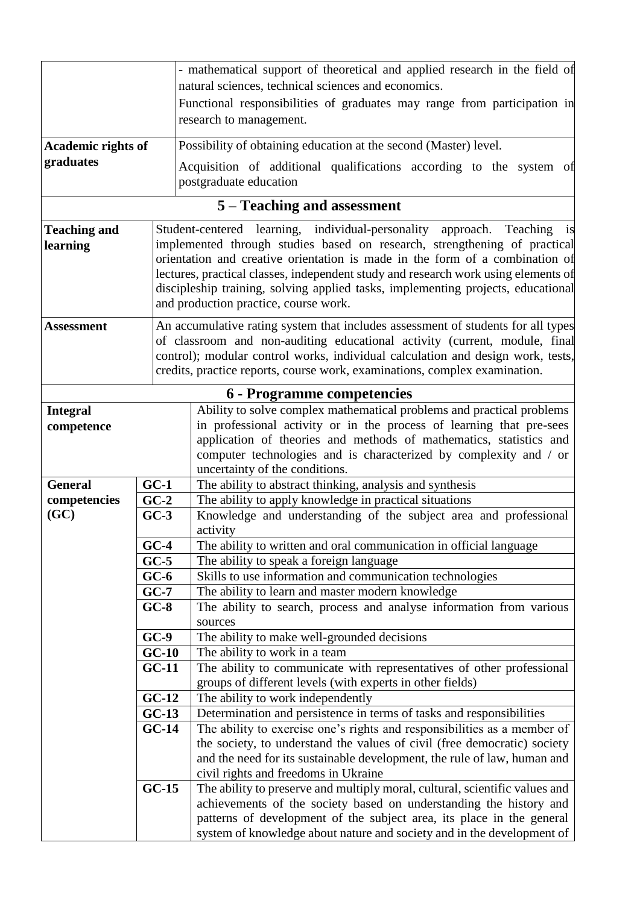| | |
|---|---|
| | - mathematical support of theoretical and applied research in the field of natural sciences, technical sciences and economics.<br>Functional responsibilities of graduates may range from participation in research to management. |
| **Academic rights of graduates** | Possibility of obtaining education at the second (Master) level.<br>Acquisition of additional qualifications according to the system of postgraduate education |

## 5 – Teaching and assessment

| | |
|---|---|
| **Teaching and learning** | Student-centered learning, individual-personality approach. Teaching is implemented through studies based on research, strengthening of practical orientation and creative orientation is made in the form of a combination of lectures, practical classes, independent study and research work using elements of discipleship training, solving applied tasks, implementing projects, educational and production practice, course work. |
| **Assessment** | An accumulative rating system that includes assessment of students for all types of classroom and non-auditing educational activity (current, module, final control); modular control works, individual calculation and design work, tests, credits, practice reports, course work, examinations, complex examination. |

## 6 - Programme competencies

| | | |
|---|---|---|
| **Integral competence** | | Ability to solve complex mathematical problems and practical problems in professional activity or in the process of learning that pre-sees application of theories and methods of mathematics, statistics and computer technologies and is characterized by complexity and / or uncertainty of the conditions. |
| **General competencies (GC)** | **GC-1** | The ability to abstract thinking, analysis and synthesis |
| | **GC-2** | The ability to apply knowledge in practical situations |
| | **GC-3** | Knowledge and understanding of the subject area and professional activity |
| | **GC-4** | The ability to written and oral communication in official language |
| | **GC-5** | The ability to speak a foreign language |
| | **GC-6** | Skills to use information and communication technologies |
| | **GC-7** | The ability to learn and master modern knowledge |
| | **GC-8** | The ability to search, process and analyse information from various sources |
| | **GC-9** | The ability to make well-grounded decisions |
| | **GC-10** | The ability to work in a team |
| | **GC-11** | The ability to communicate with representatives of other professional groups of different levels (with experts in other fields) |
| | **GC-12** | The ability to work independently |
| | **GC-13** | Determination and persistence in terms of tasks and responsibilities |
| | **GC-14** | The ability to exercise one's rights and responsibilities as a member of the society, to understand the values of civil (free democratic) society and the need for its sustainable development, the rule of law, human and civil rights and freedoms in Ukraine |
| | **GC-15** | The ability to preserve and multiply moral, cultural, scientific values and achievements of the society based on understanding the history and patterns of development of the subject area, its place in the general system of knowledge about nature and society and in the development of |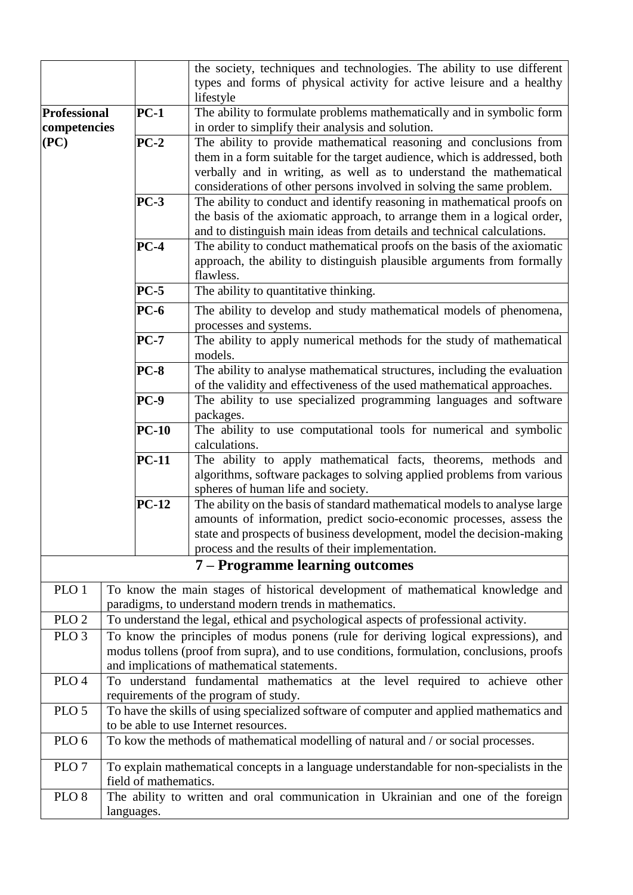| | | |
|---|---|---|
| | | the society, techniques and technologies. The ability to use different types and forms of physical activity for active leisure and a healthy lifestyle |
| **Professional competencies (PC)** | **PC-1** | The ability to formulate problems mathematically and in symbolic form in order to simplify their analysis and solution. |
| | **PC-2** | The ability to provide mathematical reasoning and conclusions from them in a form suitable for the target audience, which is addressed, both verbally and in writing, as well as to understand the mathematical considerations of other persons involved in solving the same problem. |
| | **PC-3** | The ability to conduct and identify reasoning in mathematical proofs on the basis of the axiomatic approach, to arrange them in a logical order, and to distinguish main ideas from details and technical calculations. |
| | **PC-4** | The ability to conduct mathematical proofs on the basis of the axiomatic approach, the ability to distinguish plausible arguments from formally flawless. |
| | **PC-5** | The ability to quantitative thinking. |
| | **PC-6** | The ability to develop and study mathematical models of phenomena, processes and systems. |
| | **PC-7** | The ability to apply numerical methods for the study of mathematical models. |
| | **PC-8** | The ability to analyse mathematical structures, including the evaluation of the validity and effectiveness of the used mathematical approaches. |
| | **PC-9** | The ability to use specialized programming languages and software packages. |
| | **PC-10** | The ability to use computational tools for numerical and symbolic calculations. |
| | **PC-11** | The ability to apply mathematical facts, theorems, methods and algorithms, software packages to solving applied problems from various spheres of human life and society. |
| | **PC-12** | The ability on the basis of standard mathematical models to analyse large amounts of information, predict socio-economic processes, assess the state and prospects of business development, model the decision-making process and the results of their implementation. |

## 7 – Programme learning outcomes

| | |
|---|---|
| PLO 1 | To know the main stages of historical development of mathematical knowledge and paradigms, to understand modern trends in mathematics. |
| PLO 2 | To understand the legal, ethical and psychological aspects of professional activity. |
| PLO 3 | To know the principles of modus ponens (rule for deriving logical expressions), and modus tollens (proof from supra), and to use conditions, formulation, conclusions, proofs and implications of mathematical statements. |
| PLO 4 | To understand fundamental mathematics at the level required to achieve other requirements of the program of study. |
| PLO 5 | To have the skills of using specialized software of computer and applied mathematics and to be able to use Internet resources. |
| PLO 6 | To kow the methods of mathematical modelling of natural and / or social processes. |
| PLO 7 | To explain mathematical concepts in a language understandable for non-specialists in the field of mathematics. |
| PLO 8 | The ability to written and oral communication in Ukrainian and one of the foreign languages. |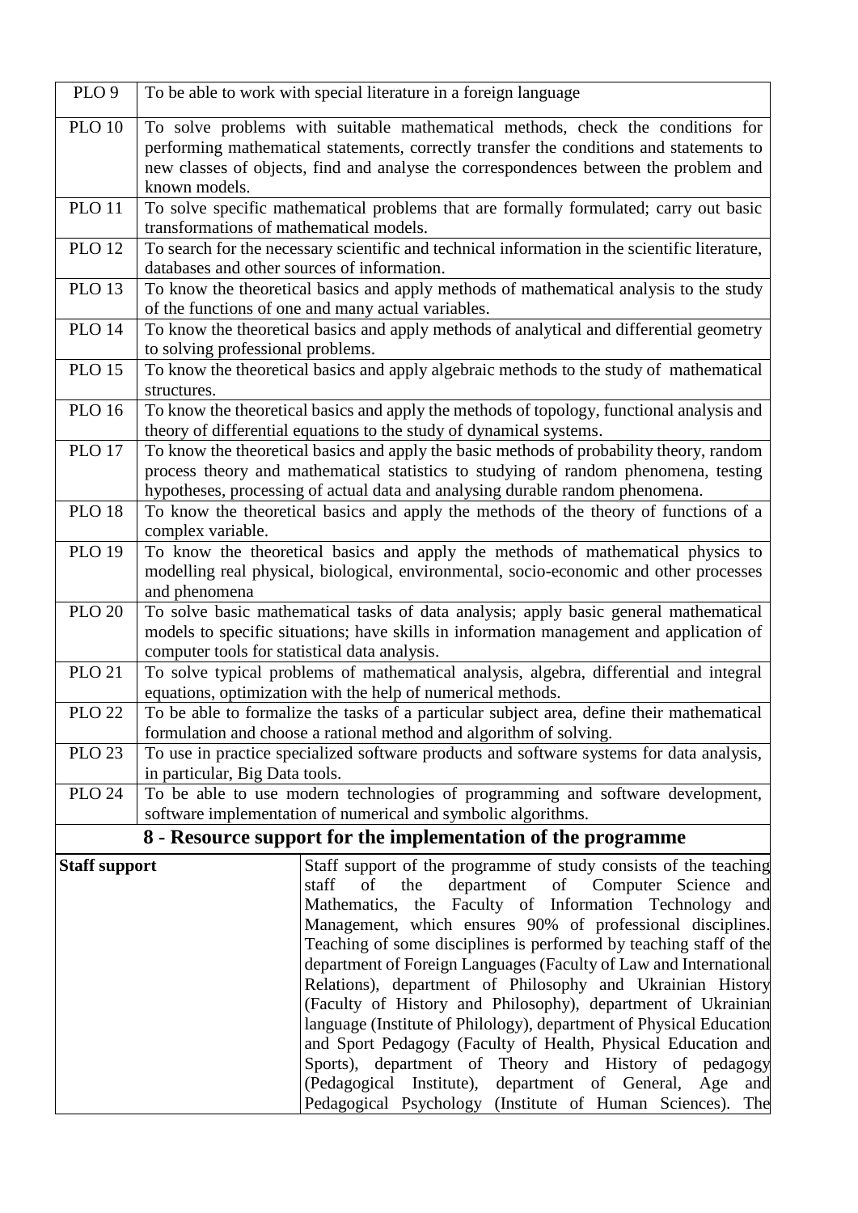| | |
|---|---|
| PLO 9 | To be able to work with special literature in a foreign language |
| PLO 10 | To solve problems with suitable mathematical methods, check the conditions for performing mathematical statements, correctly transfer the conditions and statements to new classes of objects, find and analyse the correspondences between the problem and known models. |
| PLO 11 | To solve specific mathematical problems that are formally formulated; carry out basic transformations of mathematical models. |
| PLO 12 | To search for the necessary scientific and technical information in the scientific literature, databases and other sources of information. |
| PLO 13 | To know the theoretical basics and apply methods of mathematical analysis to the study of the functions of one and many actual variables. |
| PLO 14 | To know the theoretical basics and apply methods of analytical and differential geometry to solving professional problems. |
| PLO 15 | To know the theoretical basics and apply algebraic methods to the study of mathematical structures. |
| PLO 16 | To know the theoretical basics and apply the methods of topology, functional analysis and theory of differential equations to the study of dynamical systems. |
| PLO 17 | To know the theoretical basics and apply the basic methods of probability theory, random process theory and mathematical statistics to studying of random phenomena, testing hypotheses, processing of actual data and analysing durable random phenomena. |
| PLO 18 | To know the theoretical basics and apply the methods of the theory of functions of a complex variable. |
| PLO 19 | To know the theoretical basics and apply the methods of mathematical physics to modelling real physical, biological, environmental, socio-economic and other processes and phenomena |
| PLO 20 | To solve basic mathematical tasks of data analysis; apply basic general mathematical models to specific situations; have skills in information management and application of computer tools for statistical data analysis. |
| PLO 21 | To solve typical problems of mathematical analysis, algebra, differential and integral equations, optimization with the help of numerical methods. |
| PLO 22 | To be able to formalize the tasks of a particular subject area, define their mathematical formulation and choose a rational method and algorithm of solving. |
| PLO 23 | To use in practice specialized software products and software systems for data analysis, in particular, Big Data tools. |
| PLO 24 | To be able to use modern technologies of programming and software development, software implementation of numerical and symbolic algorithms. |

## 8 - Resource support for the implementation of the programme

| | |
|---|---|
| **Staff support** | Staff support of the programme of study consists of the teaching staff of the department of Computer Science and Mathematics, the Faculty of Information Technology and Management, which ensures 90% of professional disciplines. Teaching of some disciplines is performed by teaching staff of the department of Foreign Languages (Faculty of Law and International Relations), department of Philosophy and Ukrainian History (Faculty of History and Philosophy), department of Ukrainian language (Institute of Philology), department of Physical Education and Sport Pedagogy (Faculty of Health, Physical Education and Sports), department of Theory and History of pedagogy (Pedagogical Institute), department of General, Age and Pedagogical Psychology (Institute of Human Sciences). The |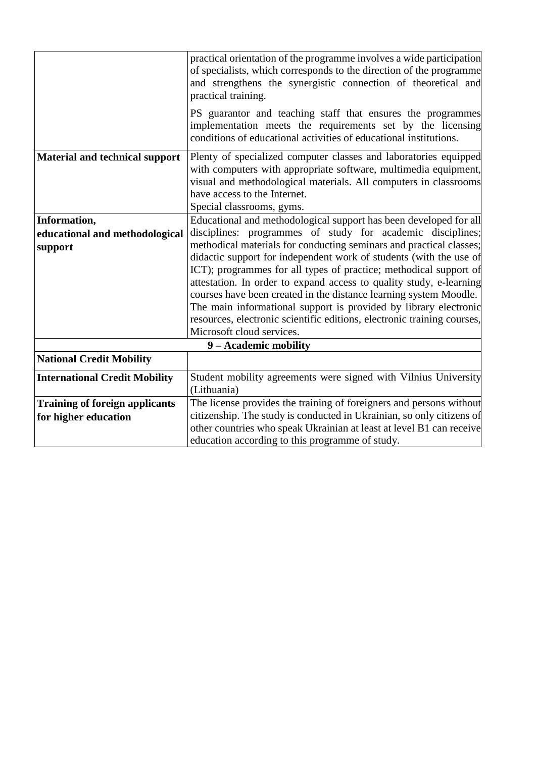| | |
|---|---|
| | practical orientation of the programme involves a wide participation of specialists, which corresponds to the direction of the programme and strengthens the synergistic connection of theoretical and practical training.<br><br>PS guarantor and teaching staff that ensures the programmes implementation meets the requirements set by the licensing conditions of educational activities of educational institutions. |
| **Material and technical support** | Plenty of specialized computer classes and laboratories equipped with computers with appropriate software, multimedia equipment, visual and methodological materials. All computers in classrooms have access to the Internet.<br>Special classrooms, gyms. |
| **Information, educational and methodological support** | Educational and methodological support has been developed for all disciplines: programmes of study for academic disciplines; methodical materials for conducting seminars and practical classes; didactic support for independent work of students (with the use of ICT); programmes for all types of practice; methodical support of attestation. In order to expand access to quality study, e-learning courses have been created in the distance learning system Moodle.<br>The main informational support is provided by library electronic resources, electronic scientific editions, electronic training courses, Microsoft cloud services. |
| **9 – Academic mobility** | |
| **National Credit Mobility** | |
| **International Credit Mobility** | Student mobility agreements were signed with Vilnius University (Lithuania) |
| **Training of foreign applicants for higher education** | The license provides the training of foreigners and persons without citizenship. The study is conducted in Ukrainian, so only citizens of other countries who speak Ukrainian at least at level B1 can receive education according to this programme of study. |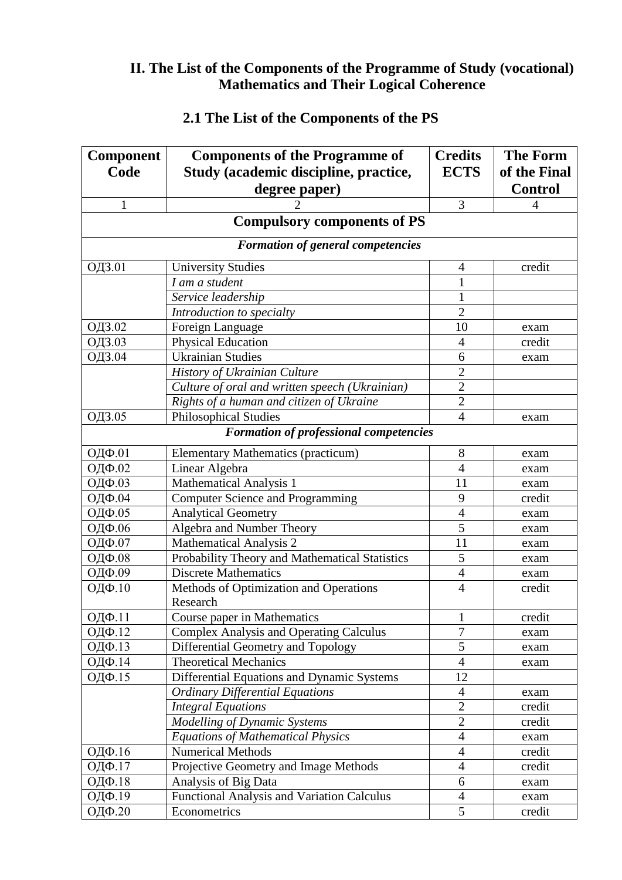## II. The List of the Components of the Programme of Study (vocational) Mathematics and Their Logical Coherence

### 2.1 The List of the Components of the PS

| Component Code | Components of the Programme of Study (academic discipline, practice, degree paper) | Credits ECTS | The Form of the Final Control |
|---|---|---|---|
| 1 | 2 | 3 | 4 |
| **Compulsory components of PS** | | | |
| ***Formation of general competencies*** | | | |
| ОДЗ.01 | University Studies | 4 | credit |
| | *I am a student* | 1 | |
| | *Service leadership* | 1 | |
| | *Introduction to specialty* | 2 | |
| ОДЗ.02 | Foreign Language | 10 | exam |
| ОДЗ.03 | Physical Education | 4 | credit |
| ОДЗ.04 | Ukrainian Studies | 6 | exam |
| | *History of Ukrainian Culture* | 2 | |
| | *Culture of oral and written speech (Ukrainian)* | 2 | |
| | *Rights of a human and citizen of Ukraine* | 2 | |
| ОДЗ.05 | Philosophical Studies | 4 | exam |
| ***Formation of professional competencies*** | | | |
| ОДФ.01 | Elementary Mathematics (practicum) | 8 | exam |
| ОДФ.02 | Linear Algebra | 4 | exam |
| ОДФ.03 | Mathematical Analysis 1 | 11 | exam |
| ОДФ.04 | Computer Science and Programming | 9 | credit |
| ОДФ.05 | Analytical Geometry | 4 | exam |
| ОДФ.06 | Algebra and Number Theory | 5 | exam |
| ОДФ.07 | Mathematical Analysis 2 | 11 | exam |
| ОДФ.08 | Probability Theory and Mathematical Statistics | 5 | exam |
| ОДФ.09 | Discrete Mathematics | 4 | exam |
| ОДФ.10 | Methods of Optimization and Operations Research | 4 | credit |
| ОДФ.11 | Course paper in Mathematics | 1 | credit |
| ОДФ.12 | Complex Analysis and Operating Calculus | 7 | exam |
| ОДФ.13 | Differential Geometry and Topology | 5 | exam |
| ОДФ.14 | Theoretical Mechanics | 4 | exam |
| ОДФ.15 | Differential Equations and Dynamic Systems | 12 | |
| | *Ordinary Differential Equations* | 4 | exam |
| | *Integral Equations* | 2 | credit |
| | *Modelling of Dynamic Systems* | 2 | credit |
| | *Equations of Mathematical Physics* | 4 | exam |
| ОДФ.16 | Numerical Methods | 4 | credit |
| ОДФ.17 | Projective Geometry and Image Methods | 4 | credit |
| ОДФ.18 | Analysis of Big Data | 6 | exam |
| ОДФ.19 | Functional Analysis and Variation Calculus | 4 | exam |
| ОДФ.20 | Econometrics | 5 | credit |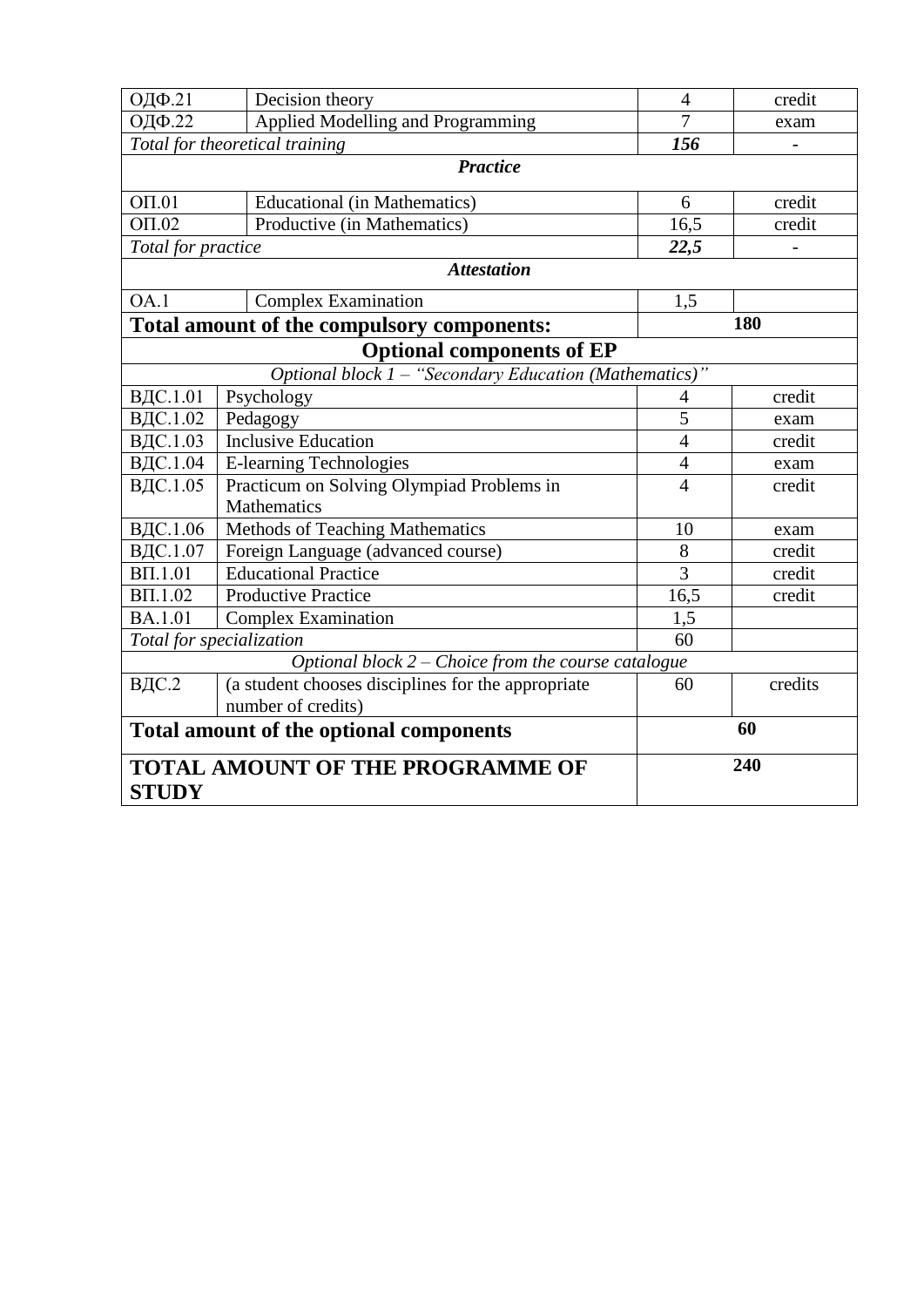| | | | |
|---|---|---|---|
| ОДФ.21 | Decision theory | 4 | credit |
| ОДФ.22 | Applied Modelling and Programming | 7 | exam |
| *Total for theoretical training* | | ***156*** | - |
| ***Practice*** | | | |
| ОП.01 | Educational (in Mathematics) | 6 | credit |
| ОП.02 | Productive (in Mathematics) | 16,5 | credit |
| *Total for practice* | | ***22,5*** | - |
| ***Attestation*** | | | |
| ОА.1 | Complex Examination | 1,5 | |
| **Total amount of the compulsory components:** | | **180** | |
| **Optional components of EP** | | | |
| *Optional block 1 – "Secondary Education (Mathematics)"* | | | |
| ВДС.1.01 | Psychology | 4 | credit |
| ВДС.1.02 | Pedagogy | 5 | exam |
| ВДС.1.03 | Inclusive Education | 4 | credit |
| ВДС.1.04 | E-learning Technologies | 4 | exam |
| ВДС.1.05 | Practicum on Solving Olympiad Problems in Mathematics | 4 | credit |
| ВДС.1.06 | Methods of Teaching Mathematics | 10 | exam |
| ВДС.1.07 | Foreign Language (advanced course) | 8 | credit |
| ВП.1.01 | Educational Practice | 3 | credit |
| ВП.1.02 | Productive Practice | 16,5 | credit |
| ВА.1.01 | Complex Examination | 1,5 | |
| *Total for specialization* | | 60 | |
| *Optional block 2 – Choice from the course catalogue* | | | |
| ВДС.2 | (a student chooses disciplines for the appropriate number of credits) | 60 | credits |
| **Total amount of the optional components** | | **60** | |
| **TOTAL AMOUNT OF THE PROGRAMME OF STUDY** | | **240** | |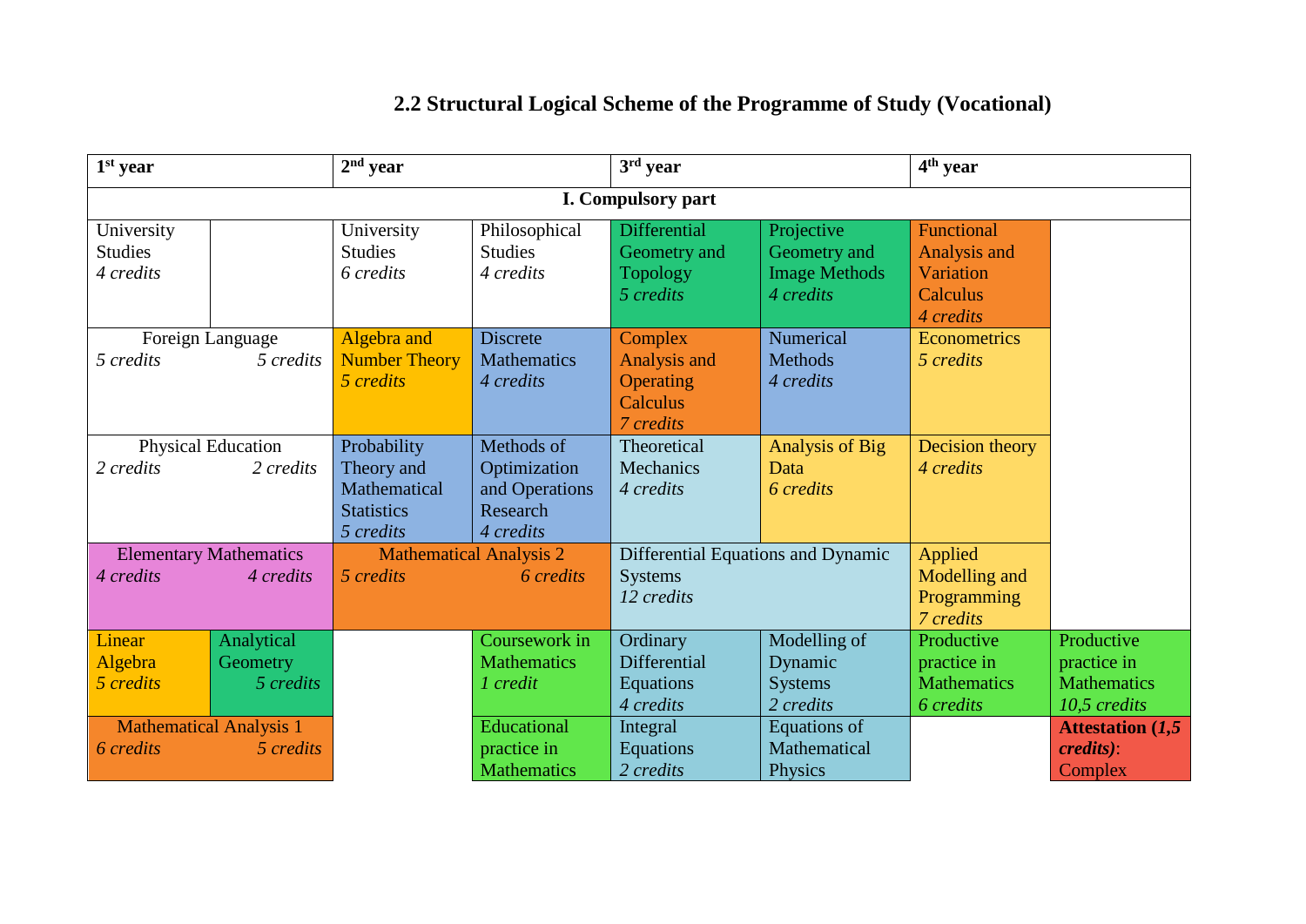## 2.2 Structural Logical Scheme of the Programme of Study (Vocational)

| 1st year | | 2nd year | | 3rd year | | 4th year | |
|---|---|---|---|---|---|---|---|
| **I. Compulsory part** | | | | | | | |
| University Studies *4 credits* | | University Studies *6 credits* | Philosophical Studies *4 credits* | Differential Geometry and Topology *5 credits* | Projective Geometry and Image Methods *4 credits* | Functional Analysis and Variation Calculus *4 credits* | |
| Foreign Language *5 credits* | *5 credits* | Algebra and Number Theory *5 credits* | Discrete Mathematics *4 credits* | Complex Analysis and Operating Calculus *7 credits* | Numerical Methods *4 credits* | Econometrics *5 credits* | |
| Physical Education *2 credits* | *2 credits* | Probability Theory and Mathematical Statistics *5 credits* | Methods of Optimization and Operations Research *4 credits* | Theoretical Mechanics *4 credits* | Analysis of Big Data *6 credits* | Decision theory *4 credits* | |
| Elementary Mathematics *4 credits* | *4 credits* | Mathematical Analysis 2 *5 credits* | *6 credits* | Differential Equations and Dynamic Systems *12 credits* | | Applied Modelling and Programming *7 credits* | |
| Linear Algebra *5 credits* | Analytical Geometry *5 credits* | | Coursework in Mathematics *1 credit* | Ordinary Differential Equations *4 credits* | Modelling of Dynamic Systems *2 credits* | Productive practice in Mathematics *6 credits* | Productive practice in Mathematics *10,5 credits* |
| Mathematical Analysis 1 *6 credits* | *5 credits* | | Educational practice in Mathematics | Integral Equations *2 credits* | Equations of Mathematical Physics | | **Attestation (*1,5 credits*)**: Complex |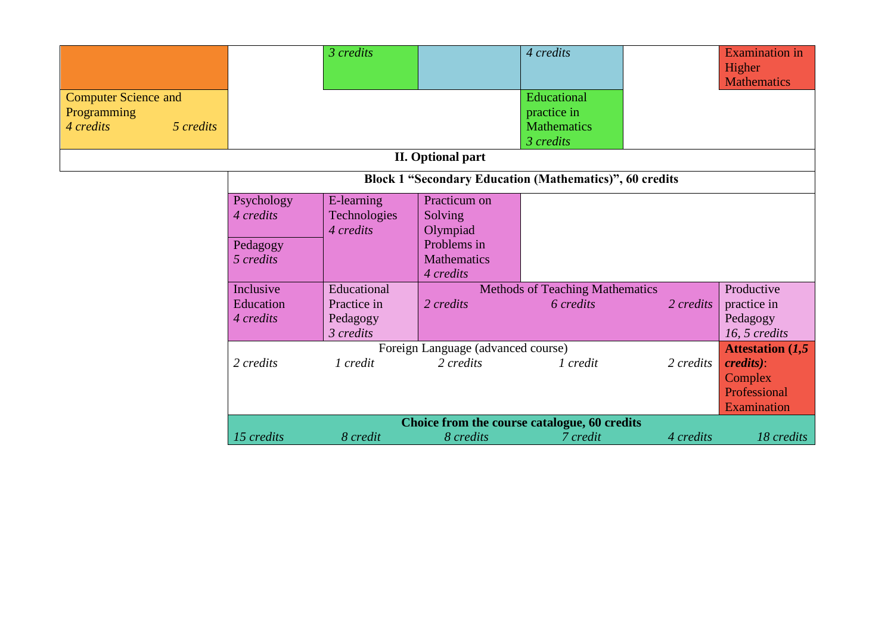| | | | | | | |
|---|---|---|---|---|---|---|
| | | *3 credits* | | *4 credits* | | Examination in Higher Mathematics |
| Computer Science and Programming *4 credits* *5 credits* | | | | Educational practice in Mathematics *3 credits* | | |
| **II. Optional part** | | | | | | |
| | **Block 1 "Secondary Education (Mathematics)", 60 credits** | | | | | |
| | Psychology *4 credits* | E-learning Technologies *4 credits* | Practicum on Solving Olympiad Problems in Mathematics *4 credits* | | | |
| | Pedagogy *5 credits* | | | | | |
| | Inclusive Education *4 credits* | Educational Practice in Pedagogy *3 credits* | Methods of Teaching Mathematics *2 credits* | *6 credits* | *2 credits* | Productive practice in Pedagogy *16, 5 credits* |
| | Foreign Language (advanced course) *2 credits* | *1 credit* | *2 credits* | *1 credit* | *2 credits* | **Attestation (*1,5 credits*)**: Complex Professional Examination |
| | **Choice from the course catalogue, 60 credits** *15 credits* | *8 credit* | *8 credits* | *7 credit* | *4 credits* | *18 credits* |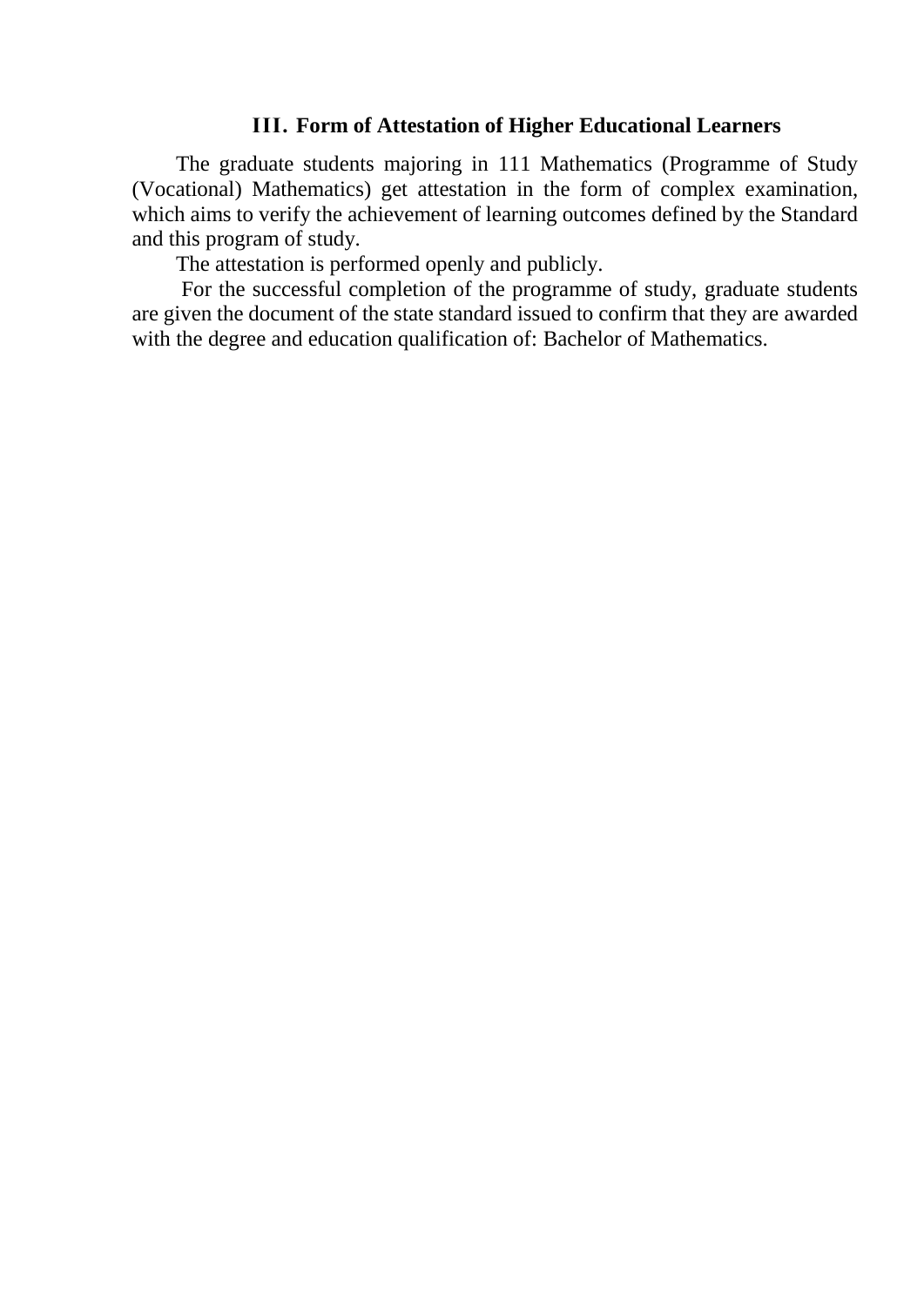## III. Form of Attestation of Higher Educational Learners

The graduate students majoring in 111 Mathematics (Programme of Study (Vocational) Mathematics) get attestation in the form of complex examination, which aims to verify the achievement of learning outcomes defined by the Standard and this program of study.

The attestation is performed openly and publicly.

For the successful completion of the programme of study, graduate students are given the document of the state standard issued to confirm that they are awarded with the degree and education qualification of: Bachelor of Mathematics.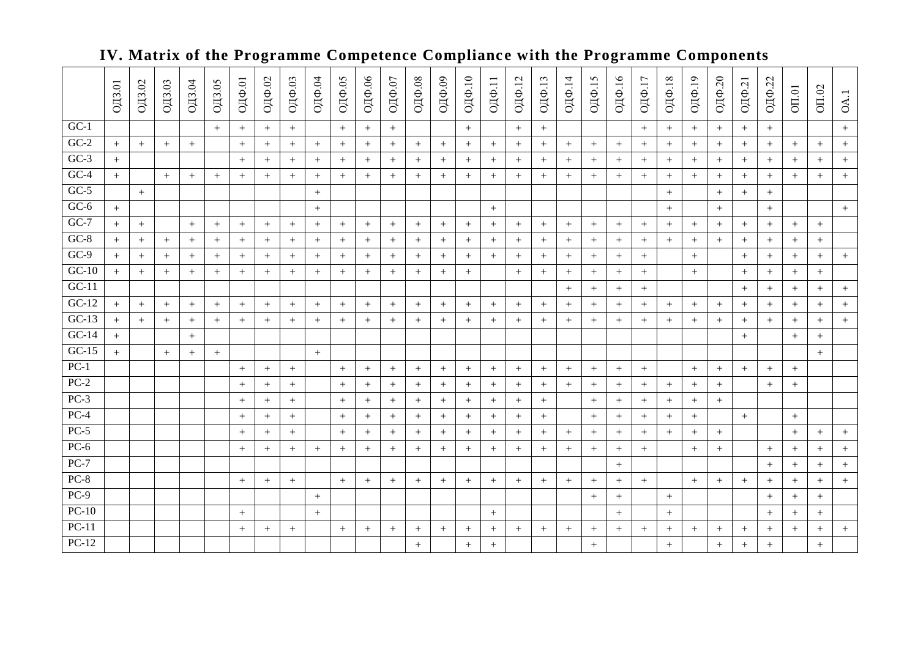## IV. Matrix of the Programme Competence Compliance with the Programme Components

| | ОДЗ.01 | ОДЗ.02 | ОДЗ.03 | ОДЗ.04 | ОДЗ.05 | ОДФ.01 | ОДФ.02 | ОДФ.03 | ОДФ.04 | ОДФ.05 | ОДФ.06 | ОДФ.07 | ОДФ.08 | ОДФ.09 | ОДФ.10 | ОДФ.11 | ОДФ.12 | ОДФ.13 | ОДФ.14 | ОДФ.15 | ОДФ.16 | ОДФ.17 | ОДФ.18 | ОДФ.19 | ОДФ.20 | ОДФ.21 | ОДФ.22 | ОП.01 | ОП.02 | ОА.1 |
|---|---|---|---|---|---|---|---|---|---|---|---|---|---|---|---|---|---|---|---|---|---|---|---|---|---|---|---|---|---|---|
| GC-1 | | | | | + | + | + | + | | + | + | + | | | + | | + | + | | | | + | + | + | + | + | + | | | + |
| GC-2 | + | + | + | + | | + | + | + | + | + | + | + | + | + | + | + | + | + | + | + | + | + | + | + | + | + | + | + | + | + |
| GC-3 | + | | | | | + | + | + | + | + | + | + | + | + | + | + | + | + | + | + | + | + | + | + | + | + | + | + | + | + |
| GC-4 | + | | + | + | + | + | + | + | + | + | + | + | + | + | + | + | + | + | + | + | + | + | + | + | + | + | + | + | + | + |
| GC-5 | | + | | | | | | | + | | | | | | | | | | | | | | + | | + | + | + | | | |
| GC-6 | + | | | | | | | | + | | | | | | | + | | | | | | | + | | + | | + | | | + |
| GC-7 | + | + | | + | + | + | + | + | + | + | + | + | + | + | + | + | + | + | + | + | + | + | + | + | + | + | + | + | + | |
| GC-8 | + | + | + | + | + | + | + | + | + | + | + | + | + | + | + | + | + | + | + | + | + | + | + | + | + | + | + | + | + | |
| GC-9 | + | + | + | + | + | + | + | + | + | + | + | + | + | + | + | + | + | + | + | + | + | + | | + | | + | + | + | + | + |
| GC-10 | + | + | + | + | + | + | + | + | + | + | + | + | + | + | + | | + | + | + | + | + | + | | + | | + | + | + | + | |
| GC-11 | | | | | | | | | | | | | | | | | | | + | + | + | + | | | | + | + | + | + | + |
| GC-12 | + | + | + | + | + | + | + | + | + | + | + | + | + | + | + | + | + | + | + | + | + | + | + | + | + | + | + | + | + | + |
| GC-13 | + | + | + | + | + | + | + | + | + | + | + | + | + | + | + | + | + | + | + | + | + | + | + | + | + | + | + | + | + | + |
| GC-14 | + | | | + | | | | | | | | | | | | | | | | | | | | | | + | | + | + | |
| GC-15 | + | | + | + | + | | | | + | | | | | | | | | | | | | | | | | | | | + | |
| PC-1 | | | | | | + | + | + | | + | + | + | + | + | + | + | + | + | + | + | + | + | | + | + | + | + | + | | |
| PC-2 | | | | | | + | + | + | | + | + | + | + | + | + | + | + | + | + | + | + | + | + | + | + | | + | + | | |
| PC-3 | | | | | | + | + | + | | + | + | + | + | + | + | + | + | + | | + | + | + | + | + | + | | | | | |
| PC-4 | | | | | | + | + | + | | + | + | + | + | + | + | + | + | + | | + | + | + | + | + | | + | | + | | |
| PC-5 | | | | | | + | + | + | | + | + | + | + | + | + | + | + | + | + | + | + | + | + | + | + | | | + | + | + |
| PC-6 | | | | | | + | + | + | + | + | + | + | + | + | + | + | + | + | + | + | + | + | | + | + | | + | + | + | + |
| PC-7 | | | | | | | | | | | | | | | | | | | | | + | | | | | | + | + | + | + |
| PC-8 | | | | | | + | + | + | | + | + | + | + | + | + | + | + | + | + | + | + | + | | + | + | + | + | + | + | + |
| PC-9 | | | | | | | | | + | | | | | | | | | | | + | + | | + | | | | + | + | + | |
| PC-10 | | | | | | + | | | + | | | | | | | + | | | | | + | | + | | | | + | + | + | |
| PC-11 | | | | | | + | + | + | | + | + | + | + | + | + | + | + | + | + | + | + | + | + | + | + | + | + | + | + | + |
| PC-12 | | | | | | | | | | | | | + | | + | + | | | | + | | | + | | + | + | + | | + | |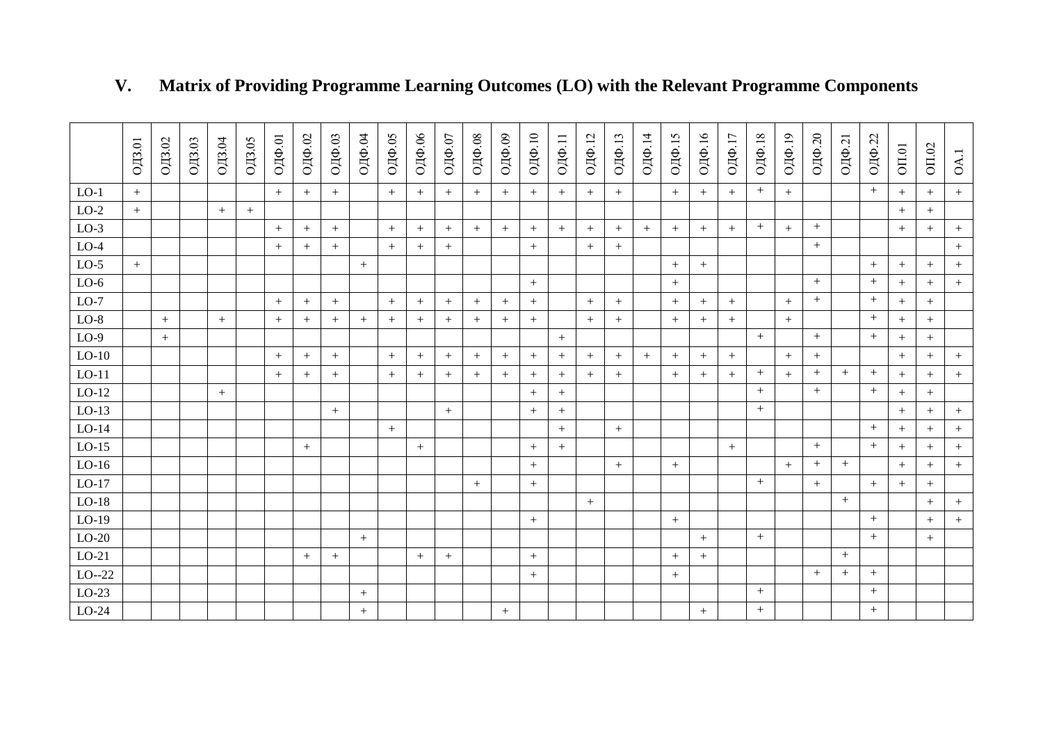## V. Matrix of Providing Programme Learning Outcomes (LO) with the Relevant Programme Components

| | ОДЗ.01 | ОДЗ.02 | ОДЗ.03 | ОДЗ.04 | ОДЗ.05 | ОДФ.01 | ОДФ.02 | ОДФ.03 | ОДФ.04 | ОДФ.05 | ОДФ.06 | ОДФ.07 | ОДФ.08 | ОДФ.09 | ОДФ.10 | ОДФ.11 | ОДФ.12 | ОДФ.13 | ОДФ.14 | ОДФ.15 | ОДФ.16 | ОДФ.17 | ОДФ.18 | ОДФ.19 | ОДФ.20 | ОДФ.21 | ОДФ.22 | ОП.01 | ОП.02 | ОА.1 |
|---|---|---|---|---|---|---|---|---|---|---|---|---|---|---|---|---|---|---|---|---|---|---|---|---|---|---|---|---|---|---|
| LO-1 | + | | | | | + | + | + | | + | + | + | + | + | + | + | + | + | | + | + | + | + | + | | | + | + | + | + |
| LO-2 | + | | | + | + | | | | | | | | | | | | | | | | | | | | | | | + | + | |
| LO-3 | | | | | | + | + | + | | + | + | + | + | + | + | + | + | + | + | + | + | + | + | + | + | | | + | + | + |
| LO-4 | | | | | | + | + | + | | + | + | + | | | + | | + | + | | | | | | | + | | | | | + |
| LO-5 | + | | | | | | | | + | | | | | | | | | | | + | + | | | | | | + | + | + | + |
| LO-6 | | | | | | | | | | | | | | | + | | | | | + | | | | | + | | + | + | + | + |
| LO-7 | | | | | | + | + | + | | + | + | + | + | + | + | | + | + | | + | + | + | | + | + | | + | + | + | |
| LO-8 | | + | | + | | + | + | + | + | + | + | + | + | + | + | | + | + | | + | + | + | | + | | | + | + | + | |
| LO-9 | | + | | | | | | | | | | | | | | + | | | | | | | + | | + | | + | + | + | |
| LO-10 | | | | | | + | + | + | | + | + | + | + | + | + | + | + | + | + | + | + | + | | + | + | | | + | + | + |
| LO-11 | | | | | | + | + | + | | + | + | + | + | + | + | + | + | + | | + | + | + | + | + | + | + | + | + | + | + |
| LO-12 | | | | + | | | | | | | | | | | + | + | | | | | | | + | | + | | + | + | + | |
| LO-13 | | | | | | | | + | | | | + | | | + | + | | | | | | | + | | | | | + | + | + |
| LO-14 | | | | | | | | | | + | | | | | | + | | + | | | | | | | | | + | + | + | + |
| LO-15 | | | | | | | + | | | | + | | | | + | + | | | | | | + | | | + | | + | + | + | + |
| LO-16 | | | | | | | | | | | | | | | + | | | + | | + | | | | + | + | + | | + | + | + |
| LO-17 | | | | | | | | | | | | | + | | + | | | | | | | | + | | + | | + | + | + | |
| LO-18 | | | | | | | | | | | | | | | | | + | | | | | | | | | + | | | + | + |
| LO-19 | | | | | | | | | | | | | | | + | | | | | + | | | | | | | + | | + | + |
| LO-20 | | | | | | | | | + | | | | | | | | | | | | + | | + | | | | + | | + | |
| LO-21 | | | | | | | + | + | | | + | + | | | + | | | | | + | + | | | | | + | | | | |
| LO--22 | | | | | | | | | | | | | | | + | | | | | + | | | | | + | + | + | | | |
| LO-23 | | | | | | | | | + | | | | | | | | | | | | | | + | | | | + | | | |
| LO-24 | | | | | | | | | + | | | | | + | | | | | | | + | | + | | | | + | | | |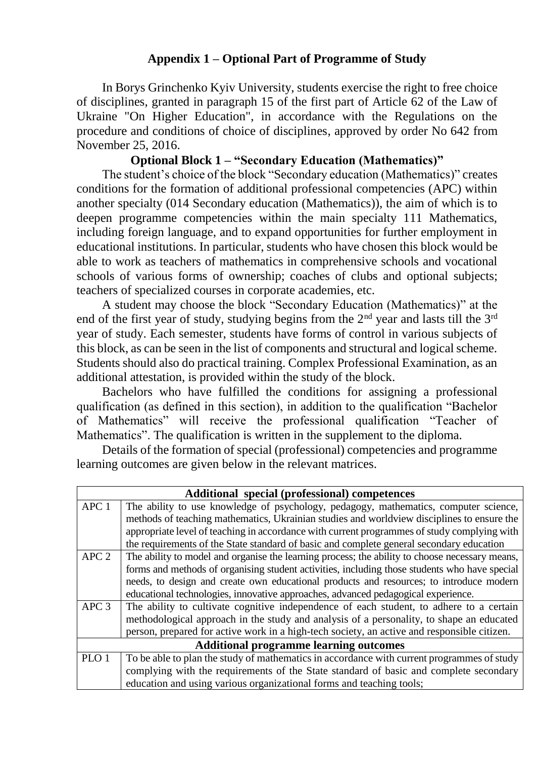## Appendix 1 – Optional Part of Programme of Study

In Borys Grinchenko Kyiv University, students exercise the right to free choice of disciplines, granted in paragraph 15 of the first part of Article 62 of the Law of Ukraine "On Higher Education", in accordance with the Regulations on the procedure and conditions of choice of disciplines, approved by order No 642 from November 25, 2016.

### Optional Block 1 – "Secondary Education (Mathematics)"

The student's choice of the block "Secondary education (Mathematics)" creates conditions for the formation of additional professional competencies (APC) within another specialty (014 Secondary education (Mathematics)), the aim of which is to deepen programme competencies within the main specialty 111 Mathematics, including foreign language, and to expand opportunities for further employment in educational institutions. In particular, students who have chosen this block would be able to work as teachers of mathematics in comprehensive schools and vocational schools of various forms of ownership; coaches of clubs and optional subjects; teachers of specialized courses in corporate academies, etc.

A student may choose the block "Secondary Education (Mathematics)" at the end of the first year of study, studying begins from the 2nd year and lasts till the 3rd year of study. Each semester, students have forms of control in various subjects of this block, as can be seen in the list of components and structural and logical scheme. Students should also do practical training. Complex Professional Examination, as an additional attestation, is provided within the study of the block.

Bachelors who have fulfilled the conditions for assigning a professional qualification (as defined in this section), in addition to the qualification "Bachelor of Mathematics" will receive the professional qualification "Teacher of Mathematics". The qualification is written in the supplement to the diploma.

Details of the formation of special (professional) competencies and programme learning outcomes are given below in the relevant matrices.

| **Additional special (professional) competences** | |
|---|---|
| APC 1 | The ability to use knowledge of psychology, pedagogy, mathematics, computer science, methods of teaching mathematics, Ukrainian studies and worldview disciplines to ensure the appropriate level of teaching in accordance with current programmes of study complying with the requirements of the State standard of basic and complete general secondary education |
| APC 2 | The ability to model and organise the learning process; the ability to choose necessary means, forms and methods of organising student activities, including those students who have special needs, to design and create own educational products and resources; to introduce modern educational technologies, innovative approaches, advanced pedagogical experience. |
| APC 3 | The ability to cultivate cognitive independence of each student, to adhere to a certain methodological approach in the study and analysis of a personality, to shape an educated person, prepared for active work in a high-tech society, an active and responsible citizen. |
| **Additional programme learning outcomes** | |
| PLO 1 | To be able to plan the study of mathematics in accordance with current programmes of study complying with the requirements of the State standard of basic and complete secondary education and using various organizational forms and teaching tools; |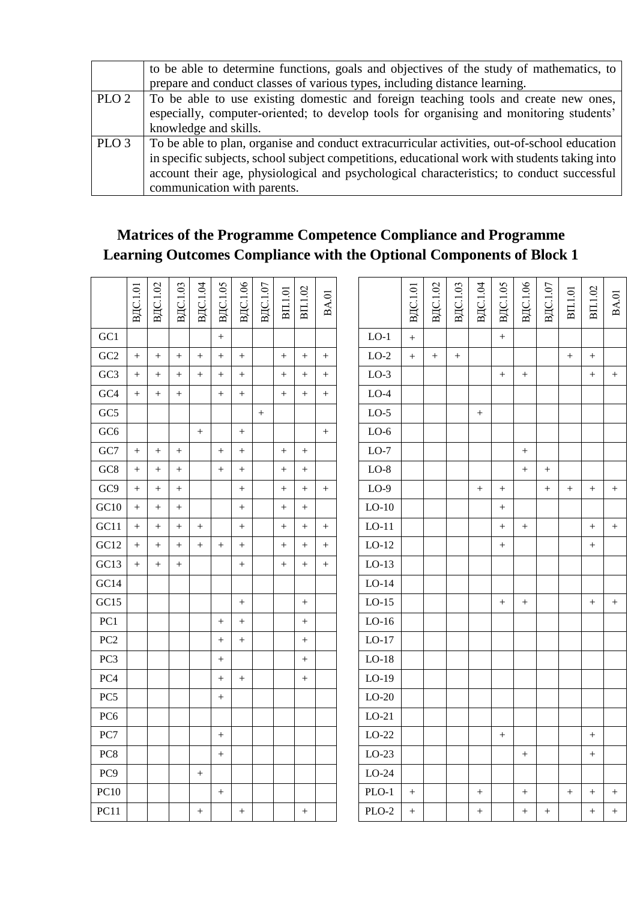| | |
|---|---|
| | to be able to determine functions, goals and objectives of the study of mathematics, to prepare and conduct classes of various types, including distance learning. |
| PLO 2 | To be able to use existing domestic and foreign teaching tools and create new ones, especially, computer-oriented; to develop tools for organising and monitoring students' knowledge and skills. |
| PLO 3 | To be able to plan, organise and conduct extracurricular activities, out-of-school education in specific subjects, school subject competitions, educational work with students taking into account their age, physiological and psychological characteristics; to conduct successful communication with parents. |

## Matrices of the Programme Competence Compliance and Programme Learning Outcomes Compliance with the Optional Components of Block 1

| | ВДС.1.01 | ВДС.1.02 | ВДС.1.03 | ВДС.1.04 | ВДС.1.05 | ВДС.1.06 | ВДС.1.07 | ВП.1.01 | ВП.1.02 | ВА.01 |
|---|---|---|---|---|---|---|---|---|---|---|
| GC1 | | | | | + | | | | | |
| GC2 | + | + | + | + | + | + | | + | + | + |
| GC3 | + | + | + | + | + | + | | + | + | + |
| GC4 | + | + | + | | + | + | | + | + | + |
| GC5 | | | | | | | + | | | |
| GC6 | | | | + | | + | | | | + |
| GC7 | + | + | + | | + | + | | + | + | |
| GC8 | + | + | + | | + | + | | + | + | |
| GC9 | + | + | + | | | + | | + | + | + |
| GC10 | + | + | + | | | + | | + | + | |
| GC11 | + | + | + | + | | + | | + | + | + |
| GC12 | + | + | + | + | + | + | | + | + | + |
| GC13 | + | + | + | | | + | | + | + | + |
| GC14 | | | | | | | | | | |
| GC15 | | | | | | + | | | + | |
| PC1 | | | | | + | + | | | + | |
| PC2 | | | | | + | + | | | + | |
| PC3 | | | | | + | | | | + | |
| PC4 | | | | | + | + | | | + | |
| PC5 | | | | | + | | | | | |
| PC6 | | | | | | | | | | |
| PC7 | | | | | + | | | | | |
| PC8 | | | | | + | | | | | |
| PC9 | | | | + | | | | | | |
| PC10 | | | | | + | | | | | |
| PC11 | | | | + | | + | | | + | |

| | ВДС.1.01 | ВДС.1.02 | ВДС.1.03 | ВДС.1.04 | ВДС.1.05 | ВДС.1.06 | ВДС.1.07 | ВП.1.01 | ВП.1.02 | ВА.01 |
|---|---|---|---|---|---|---|---|---|---|---|
| LO-1 | + | | | | + | | | | | |
| LO-2 | + | + | + | | | | | + | + | |
| LO-3 | | | | | + | + | | | + | + |
| LO-4 | | | | | | | | | | |
| LO-5 | | | | + | | | | | | |
| LO-6 | | | | | | | | | | |
| LO-7 | | | | | | + | | | | |
| LO-8 | | | | | | + | + | | | |
| LO-9 | | | | + | + | | + | + | + | + |
| LO-10 | | | | | + | | | | | |
| LO-11 | | | | | + | + | | | + | + |
| LO-12 | | | | | + | | | | + | |
| LO-13 | | | | | | | | | | |
| LO-14 | | | | | | | | | | |
| LO-15 | | | | | + | + | | | + | + |
| LO-16 | | | | | | | | | | |
| LO-17 | | | | | | | | | | |
| LO-18 | | | | | | | | | | |
| LO-19 | | | | | | | | | | |
| LO-20 | | | | | | | | | | |
| LO-21 | | | | | | | | | | |
| LO-22 | | | | | + | | | | + | |
| LO-23 | | | | | | + | | | + | |
| LO-24 | | | | | | | | | | |
| PLO-1 | + | | | + | | + | | + | + | + |
| PLO-2 | + | | | + | | + | + | | + | + |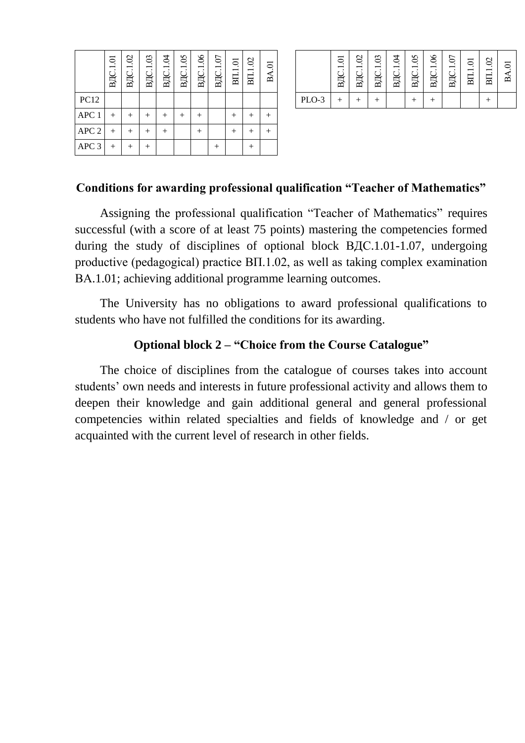| | ВДС.1.01 | ВДС.1.02 | ВДС.1.03 | ВДС.1.04 | ВДС.1.05 | ВДС.1.06 | ВДС.1.07 | ВП.1.01 | ВП.1.02 | ВА.01 |
|---|---|---|---|---|---|---|---|---|---|---|
| PC12 | | | | | | | | | | |
| APC 1 | + | + | + | + | + | + | | + | + | + |
| APC 2 | + | + | + | + | | + | | + | + | + |
| APC 3 | + | + | + | | | | + | | + | |

| | ВДС.1.01 | ВДС.1.02 | ВДС.1.03 | ВДС.1.04 | ВДС.1.05 | ВДС.1.06 | ВДС.1.07 | ВП.1.01 | ВП.1.02 | ВА.01 |
|---|---|---|---|---|---|---|---|---|---|---|
| PLO-3 | + | + | + | | + | + | | | + | |

### Conditions for awarding professional qualification “Teacher of Mathematics”

Assigning the professional qualification “Teacher of Mathematics” requires successful (with a score of at least 75 points) mastering the competencies formed during the study of disciplines of optional block ВДС.1.01-1.07, undergoing productive (pedagogical) practice ВП.1.02, as well as taking complex examination ВА.1.01; achieving additional programme learning outcomes.

The University has no obligations to award professional qualifications to students who have not fulfilled the conditions for its awarding.

### Optional block 2 – “Choice from the Course Catalogue”

The choice of disciplines from the catalogue of courses takes into account students’ own needs and interests in future professional activity and allows them to deepen their knowledge and gain additional general and general professional competencies within related specialties and fields of knowledge and / or get acquainted with the current level of research in other fields.